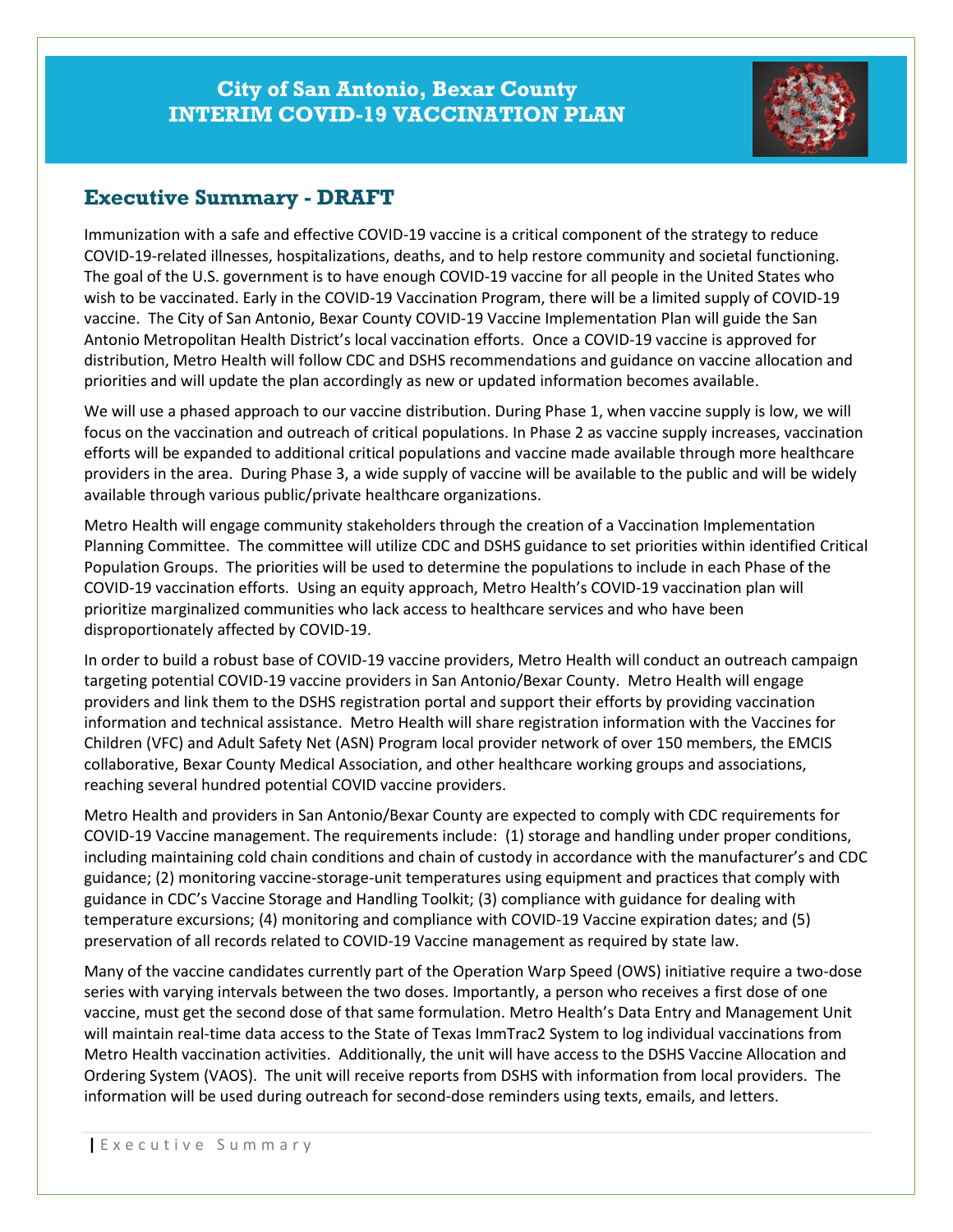# City of San Antonio, Bexar County
# INTERIM COVID-19 VACCINATION PLAN

## Executive Summary - DRAFT

Immunization with a safe and effective COVID-19 vaccine is a critical component of the strategy to reduce COVID-19-related illnesses, hospitalizations, deaths, and to help restore community and societal functioning. The goal of the U.S. government is to have enough COVID-19 vaccine for all people in the United States who wish to be vaccinated. Early in the COVID-19 Vaccination Program, there will be a limited supply of COVID-19 vaccine. The City of San Antonio, Bexar County COVID-19 Vaccine Implementation Plan will guide the San Antonio Metropolitan Health District's local vaccination efforts. Once a COVID-19 vaccine is approved for distribution, Metro Health will follow CDC and DSHS recommendations and guidance on vaccine allocation and priorities and will update the plan accordingly as new or updated information becomes available.

We will use a phased approach to our vaccine distribution. During Phase 1, when vaccine supply is low, we will focus on the vaccination and outreach of critical populations. In Phase 2 as vaccine supply increases, vaccination efforts will be expanded to additional critical populations and vaccine made available through more healthcare providers in the area. During Phase 3, a wide supply of vaccine will be available to the public and will be widely available through various public/private healthcare organizations.

Metro Health will engage community stakeholders through the creation of a Vaccination Implementation Planning Committee. The committee will utilize CDC and DSHS guidance to set priorities within identified Critical Population Groups. The priorities will be used to determine the populations to include in each Phase of the COVID-19 vaccination efforts. Using an equity approach, Metro Health's COVID-19 vaccination plan will prioritize marginalized communities who lack access to healthcare services and who have been disproportionately affected by COVID-19.

In order to build a robust base of COVID-19 vaccine providers, Metro Health will conduct an outreach campaign targeting potential COVID-19 vaccine providers in San Antonio/Bexar County. Metro Health will engage providers and link them to the DSHS registration portal and support their efforts by providing vaccination information and technical assistance. Metro Health will share registration information with the Vaccines for Children (VFC) and Adult Safety Net (ASN) Program local provider network of over 150 members, the EMCIS collaborative, Bexar County Medical Association, and other healthcare working groups and associations, reaching several hundred potential COVID vaccine providers.

Metro Health and providers in San Antonio/Bexar County are expected to comply with CDC requirements for COVID-19 Vaccine management. The requirements include: (1) storage and handling under proper conditions, including maintaining cold chain conditions and chain of custody in accordance with the manufacturer's and CDC guidance; (2) monitoring vaccine-storage-unit temperatures using equipment and practices that comply with guidance in CDC's Vaccine Storage and Handling Toolkit; (3) compliance with guidance for dealing with temperature excursions; (4) monitoring and compliance with COVID-19 Vaccine expiration dates; and (5) preservation of all records related to COVID-19 Vaccine management as required by state law.

Many of the vaccine candidates currently part of the Operation Warp Speed (OWS) initiative require a two-dose series with varying intervals between the two doses. Importantly, a person who receives a first dose of one vaccine, must get the second dose of that same formulation. Metro Health's Data Entry and Management Unit will maintain real-time data access to the State of Texas ImmTrac2 System to log individual vaccinations from Metro Health vaccination activities. Additionally, the unit will have access to the DSHS Vaccine Allocation and Ordering System (VAOS). The unit will receive reports from DSHS with information from local providers. The information will be used during outreach for second-dose reminders using texts, emails, and letters.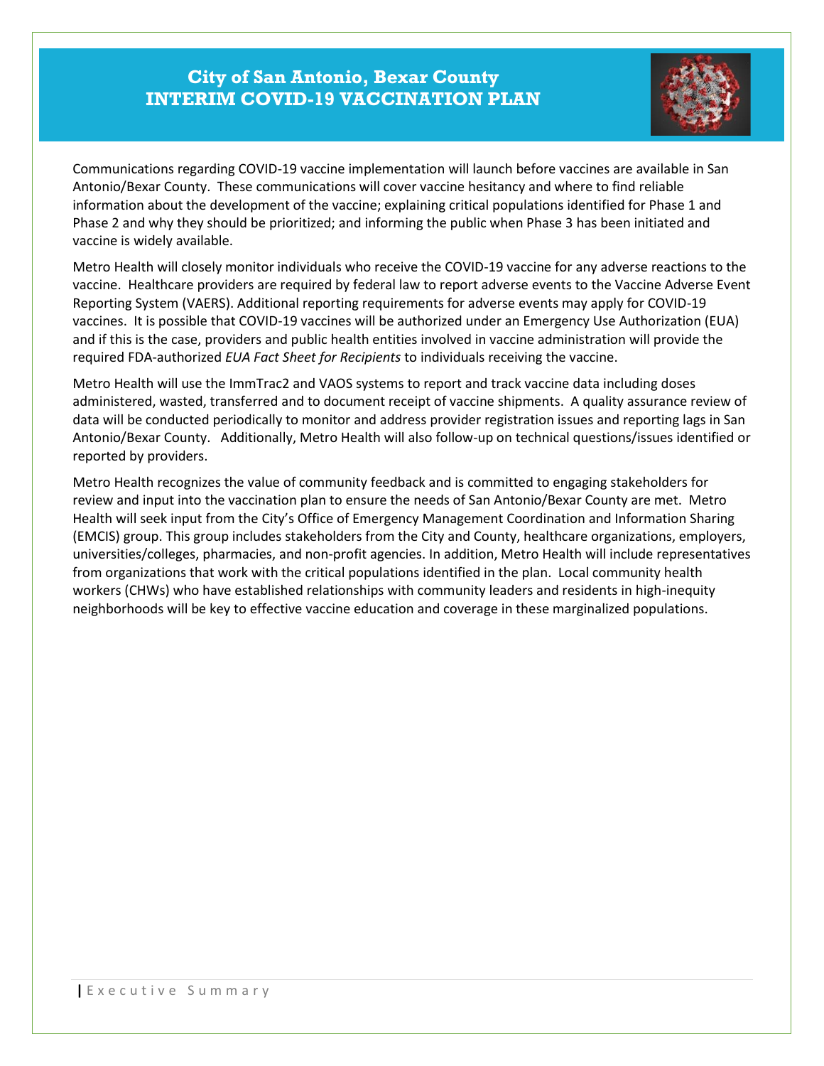Communications regarding COVID-19 vaccine implementation will launch before vaccines are available in San Antonio/Bexar County. These communications will cover vaccine hesitancy and where to find reliable information about the development of the vaccine; explaining critical populations identified for Phase 1 and Phase 2 and why they should be prioritized; and informing the public when Phase 3 has been initiated and vaccine is widely available.

Metro Health will closely monitor individuals who receive the COVID-19 vaccine for any adverse reactions to the vaccine. Healthcare providers are required by federal law to report adverse events to the Vaccine Adverse Event Reporting System (VAERS). Additional reporting requirements for adverse events may apply for COVID-19 vaccines. It is possible that COVID-19 vaccines will be authorized under an Emergency Use Authorization (EUA) and if this is the case, providers and public health entities involved in vaccine administration will provide the required FDA-authorized *EUA Fact Sheet for Recipients* to individuals receiving the vaccine.

Metro Health will use the ImmTrac2 and VAOS systems to report and track vaccine data including doses administered, wasted, transferred and to document receipt of vaccine shipments. A quality assurance review of data will be conducted periodically to monitor and address provider registration issues and reporting lags in San Antonio/Bexar County. Additionally, Metro Health will also follow-up on technical questions/issues identified or reported by providers.

Metro Health recognizes the value of community feedback and is committed to engaging stakeholders for review and input into the vaccination plan to ensure the needs of San Antonio/Bexar County are met. Metro Health will seek input from the City's Office of Emergency Management Coordination and Information Sharing (EMCIS) group. This group includes stakeholders from the City and County, healthcare organizations, employers, universities/colleges, pharmacies, and non-profit agencies. In addition, Metro Health will include representatives from organizations that work with the critical populations identified in the plan. Local community health workers (CHWs) who have established relationships with community leaders and residents in high-inequity neighborhoods will be key to effective vaccine education and coverage in these marginalized populations.